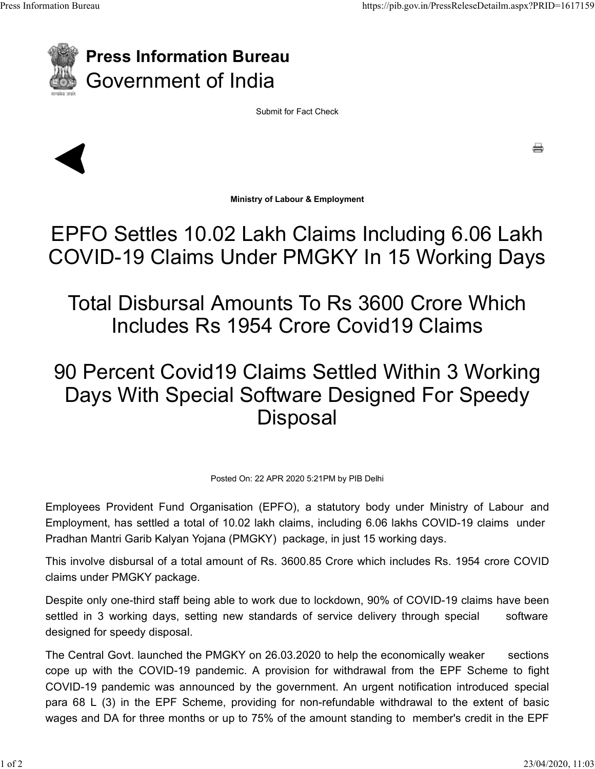# Press Information Bureau
## Government of India

Submit for Fact Check

**Ministry of Labour & Employment**

# EPFO Settles 10.02 Lakh Claims Including 6.06 Lakh COVID-19 Claims Under PMGKY In 15 Working Days

# Total Disbursal Amounts To Rs 3600 Crore Which Includes Rs 1954 Crore Covid19 Claims

# 90 Percent Covid19 Claims Settled Within 3 Working Days With Special Software Designed For Speedy Disposal

Posted On: 22 APR 2020 5:21PM by PIB Delhi

Employees Provident Fund Organisation (EPFO), a statutory body under Ministry of Labour and Employment, has settled a total of 10.02 lakh claims, including 6.06 lakhs COVID-19 claims under Pradhan Mantri Garib Kalyan Yojana (PMGKY) package, in just 15 working days.

This involve disbursal of a total amount of Rs. 3600.85 Crore which includes Rs. 1954 crore COVID claims under PMGKY package.

Despite only one-third staff being able to work due to lockdown, 90% of COVID-19 claims have been settled in 3 working days, setting new standards of service delivery through special software designed for speedy disposal.

The Central Govt. launched the PMGKY on 26.03.2020 to help the economically weaker sections cope up with the COVID-19 pandemic. A provision for withdrawal from the EPF Scheme to fight COVID-19 pandemic was announced by the government. An urgent notification introduced special para 68 L (3) in the EPF Scheme, providing for non-refundable withdrawal to the extent of basic wages and DA for three months or up to 75% of the amount standing to member's credit in the EPF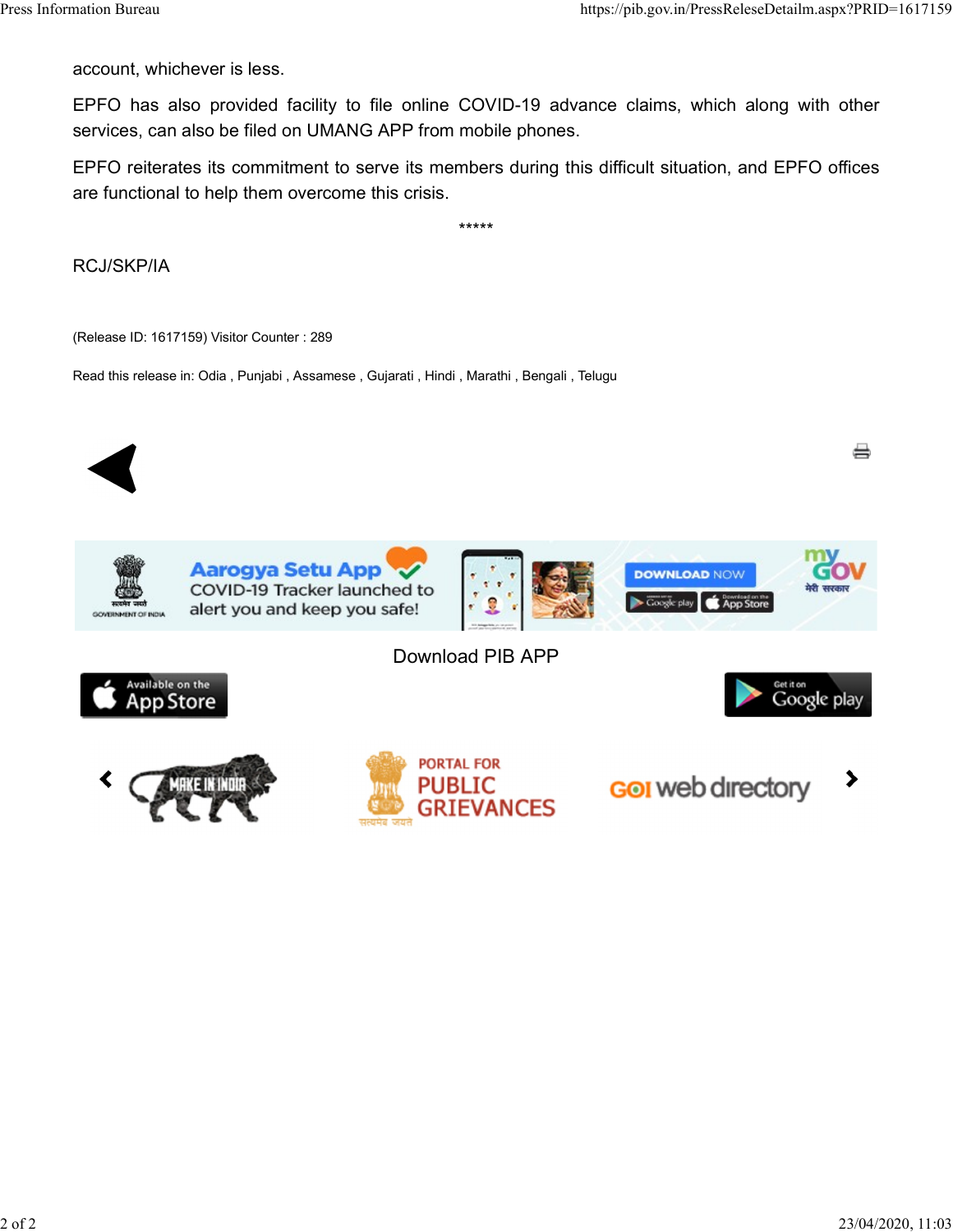account, whichever is less.

EPFO has also provided facility to file online COVID-19 advance claims, which along with other services, can also be filed on UMANG APP from mobile phones.

EPFO reiterates its commitment to serve its members during this difficult situation, and EPFO offices are functional to help them overcome this crisis.

*****

RCJ/SKP/IA

(Release ID: 1617159) Visitor Counter : 289

Read this release in: Odia , Punjabi , Assamese , Gujarati , Hindi , Marathi , Bengali , Telugu

Download PIB APP